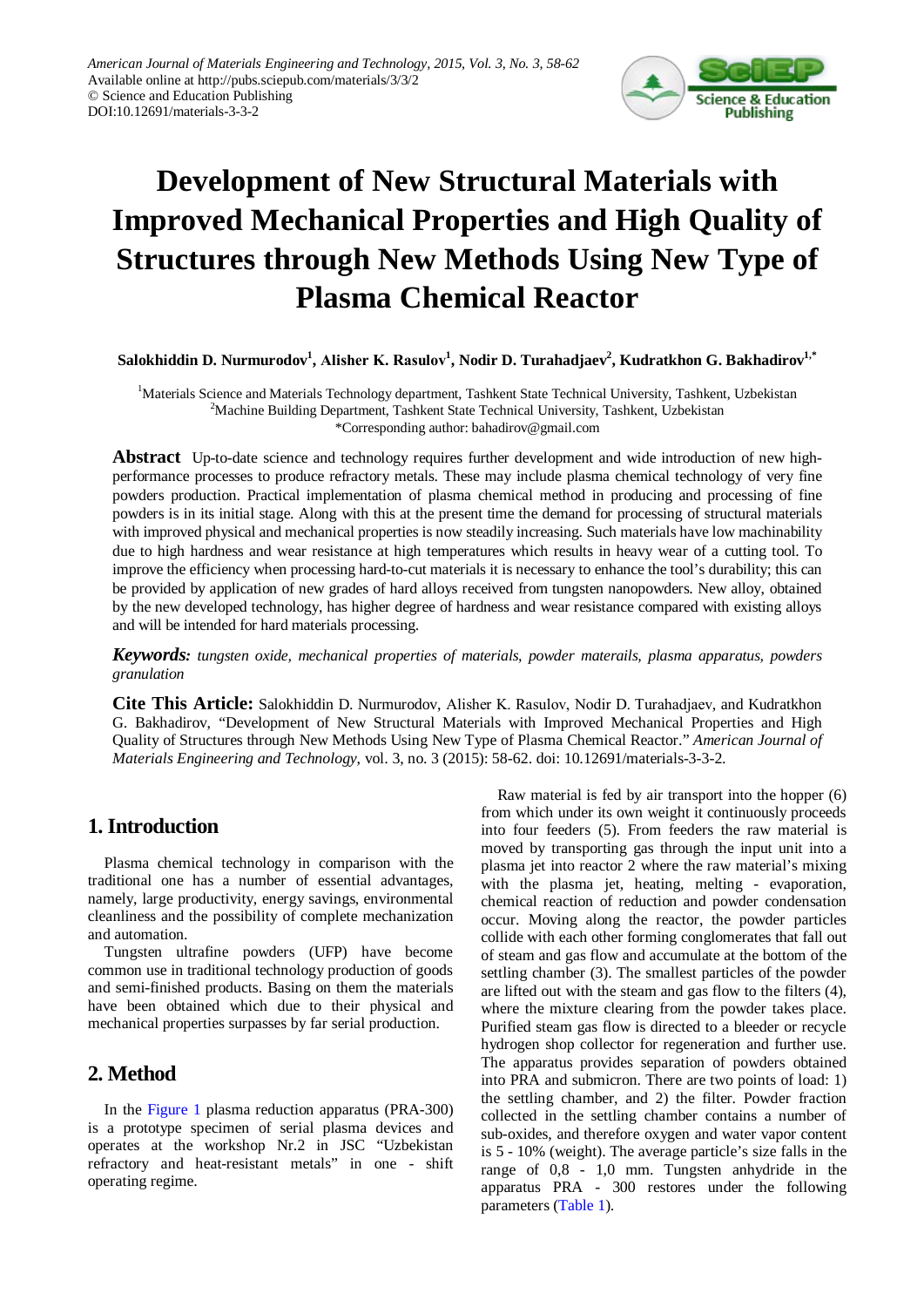American Journal of Materials Engineering and Technology, 2015, Vol. 3, No. 3, 58-62
Available online at http://pubs.sciepub.com/materials/3/3/2
© Science and Education Publishing
DOI:10.12691/materials-3-3-2

# Development of New Structural Materials with Improved Mechanical Properties and High Quality of Structures through New Methods Using New Type of Plasma Chemical Reactor

**Salokhiddin D. Nurmurodov[1], Alisher K. Rasulov[1], Nodir D. Turahadjaev[2], Kudratkhon G. Bakhadirov[1,*]**

[1]Materials Science and Materials Technology department, Tashkent State Technical University, Tashkent, Uzbekistan
[2]Machine Building Department, Tashkent State Technical University, Tashkent, Uzbekistan
*Corresponding author: bahadirov@gmail.com

**Abstract** Up-to-date science and technology requires further development and wide introduction of new high-performance processes to produce refractory metals. These may include plasma chemical technology of very fine powders production. Practical implementation of plasma chemical method in producing and processing of fine powders is in its initial stage. Along with this at the present time the demand for processing of structural materials with improved physical and mechanical properties is now steadily increasing. Such materials have low machinability due to high hardness and wear resistance at high temperatures which results in heavy wear of a cutting tool. To improve the efficiency when processing hard-to-cut materials it is necessary to enhance the tool's durability; this can be provided by application of new grades of hard alloys received from tungsten nanopowders. New alloy, obtained by the new developed technology, has higher degree of hardness and wear resistance compared with existing alloys and will be intended for hard materials processing.

***Keywords:*** *tungsten oxide, mechanical properties of materials, powder materails, plasma apparatus, powders granulation*

**Cite This Article:** Salokhiddin D. Nurmurodov, Alisher K. Rasulov, Nodir D. Turahadjaev, and Kudratkhon G. Bakhadirov, "Development of New Structural Materials with Improved Mechanical Properties and High Quality of Structures through New Methods Using New Type of Plasma Chemical Reactor." *American Journal of Materials Engineering and Technology*, vol. 3, no. 3 (2015): 58-62. doi: 10.12691/materials-3-3-2.

## 1. Introduction

Plasma chemical technology in comparison with the traditional one has a number of essential advantages, namely, large productivity, energy savings, environmental cleanliness and the possibility of complete mechanization and automation.

Tungsten ultrafine powders (UFP) have become common use in traditional technology production of goods and semi-finished products. Basing on them the materials have been obtained which due to their physical and mechanical properties surpasses by far serial production.

## 2. Method

In the Figure 1 plasma reduction apparatus (PRA-300) is a prototype specimen of serial plasma devices and operates at the workshop Nr.2 in JSC "Uzbekistan refractory and heat-resistant metals" in one - shift operating regime.

Raw material is fed by air transport into the hopper (6) from which under its own weight it continuously proceeds into four feeders (5). From feeders the raw material is moved by transporting gas through the input unit into a plasma jet into reactor 2 where the raw material's mixing with the plasma jet, heating, melting - evaporation, chemical reaction of reduction and powder condensation occur. Moving along the reactor, the powder particles collide with each other forming conglomerates that fall out of steam and gas flow and accumulate at the bottom of the settling chamber (3). The smallest particles of the powder are lifted out with the steam and gas flow to the filters (4), where the mixture clearing from the powder takes place. Purified steam gas flow is directed to a bleeder or recycle hydrogen shop collector for regeneration and further use. The apparatus provides separation of powders obtained into PRA and submicron. There are two points of load: 1) the settling chamber, and 2) the filter. Powder fraction collected in the settling chamber contains a number of sub-oxides, and therefore oxygen and water vapor content is 5 - 10% (weight). The average particle's size falls in the range of 0,8 - 1,0 mm. Tungsten anhydride in the apparatus PRA - 300 restores under the following parameters (Table 1).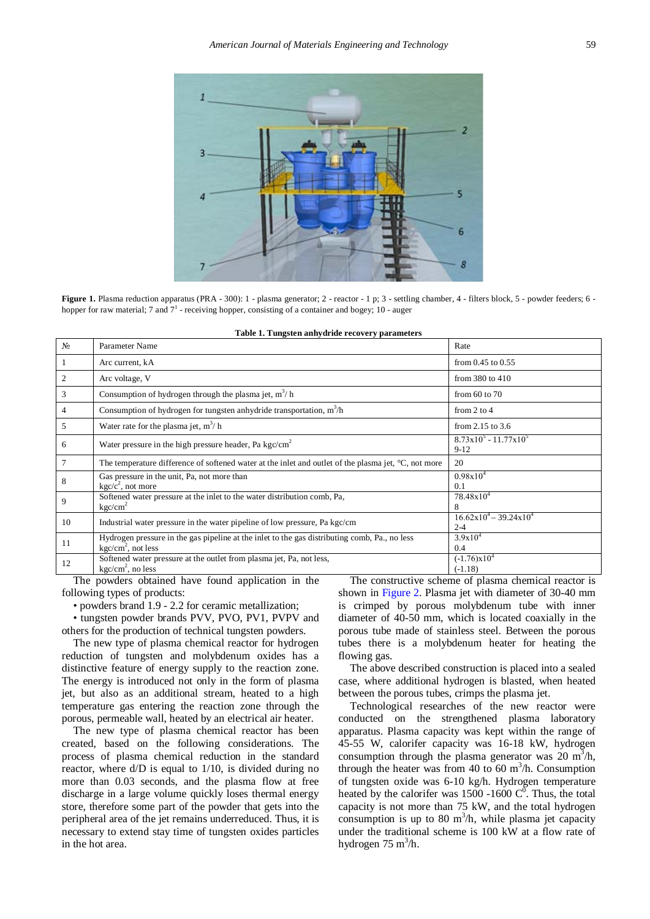**Figure 1.** Plasma reduction apparatus (PRA - 300): 1 - plasma generator; 2 - reactor - 1 p; 3 - settling chamber, 4 - filters block, 5 - powder feeders; 6 - hopper for raw material; 7 and 7[1] - receiving hopper, consisting of a container and bogey; 10 - auger

**Table 1. Tungsten anhydride recovery parameters**

| № | Parameter Name | Rate |
|---|---|---|
| 1 | Arc current, kA | from 0.45 to 0.55 |
| 2 | Arc voltage, V | from 380 to 410 |
| 3 | Consumption of hydrogen through the plasma jet, $m^3/h$ | from 60 to 70 |
| 4 | Consumption of hydrogen for tungsten anhydride transportation, $m^3/h$ | from 2 to 4 |
| 5 | Water rate for the plasma jet, $m^3/h$ | from 2.15 to 3.6 |
| 6 | Water pressure in the high pressure header, Pa kgc/cm$^2$ | $8.73x10^5$ - $11.77x10^5$ 9-12 |
| 7 | The temperature difference of softened water at the inlet and outlet of the plasma jet, °C, not more | 20 |
| 8 | Gas pressure in the unit, Pa, not more than kgc/c$^2$, not more | $0.98x10^4$ 0.1 |
| 9 | Softened water pressure at the inlet to the water distribution comb, Pa, kgc/cm$^2$ | $78.48x10^4$ 8 |
| 10 | Industrial water pressure in the water pipeline of low pressure, Pa kgc/cm | $16.62x10^4$ – $39.24x10^4$ 2-4 |
| 11 | Hydrogen pressure in the gas pipeline at the inlet to the gas distributing comb, Pa., no less kgc/cm$^2$, not less | $3.9x10^4$ 0.4 |
| 12 | Softened water pressure at the outlet from plasma jet, Pa, not less, kgc/cm$^2$, no less | $(-1.76)x10^4$ (-1.18) |

The powders obtained have found application in the following types of products:

- powders brand 1.9 - 2.2 for ceramic metallization;
- tungsten powder brands PVV, PVO, PV1, PVPV and others for the production of technical tungsten powders.

The new type of plasma chemical reactor for hydrogen reduction of tungsten and molybdenum oxides has a distinctive feature of energy supply to the reaction zone. The energy is introduced not only in the form of plasma jet, but also as an additional stream, heated to a high temperature gas entering the reaction zone through the porous, permeable wall, heated by an electrical air heater.

The new type of plasma chemical reactor has been created, based on the following considerations. The process of plasma chemical reduction in the standard reactor, where d/D is equal to 1/10, is divided during no more than 0.03 seconds, and the plasma flow at free discharge in a large volume quickly loses thermal energy store, therefore some part of the powder that gets into the peripheral area of the jet remains underreduced. Thus, it is necessary to extend stay time of tungsten oxides particles in the hot area.

The constructive scheme of plasma chemical reactor is shown in Figure 2. Plasma jet with diameter of 30-40 mm is crimped by porous molybdenum tube with inner diameter of 40-50 mm, which is located coaxially in the porous tube made of stainless steel. Between the porous tubes there is a molybdenum heater for heating the flowing gas.

The above described construction is placed into a sealed case, where additional hydrogen is blasted, when heated between the porous tubes, crimps the plasma jet.

Technological researches of the new reactor were conducted on the strengthened plasma laboratory apparatus. Plasma capacity was kept within the range of 45-55 W, calorifer capacity was 16-18 kW, hydrogen consumption through the plasma generator was 20 $m^3/h$, through the heater was from 40 to 60 $m^3/h$. Consumption of tungsten oxide was 6-10 kg/h. Hydrogen temperature heated by the calorifer was 1500 -1600 $C^0$. Thus, the total capacity is not more than 75 kW, and the total hydrogen consumption is up to 80 $m^3/h$, while plasma jet capacity under the traditional scheme is 100 kW at a flow rate of hydrogen 75 $m^3/h$.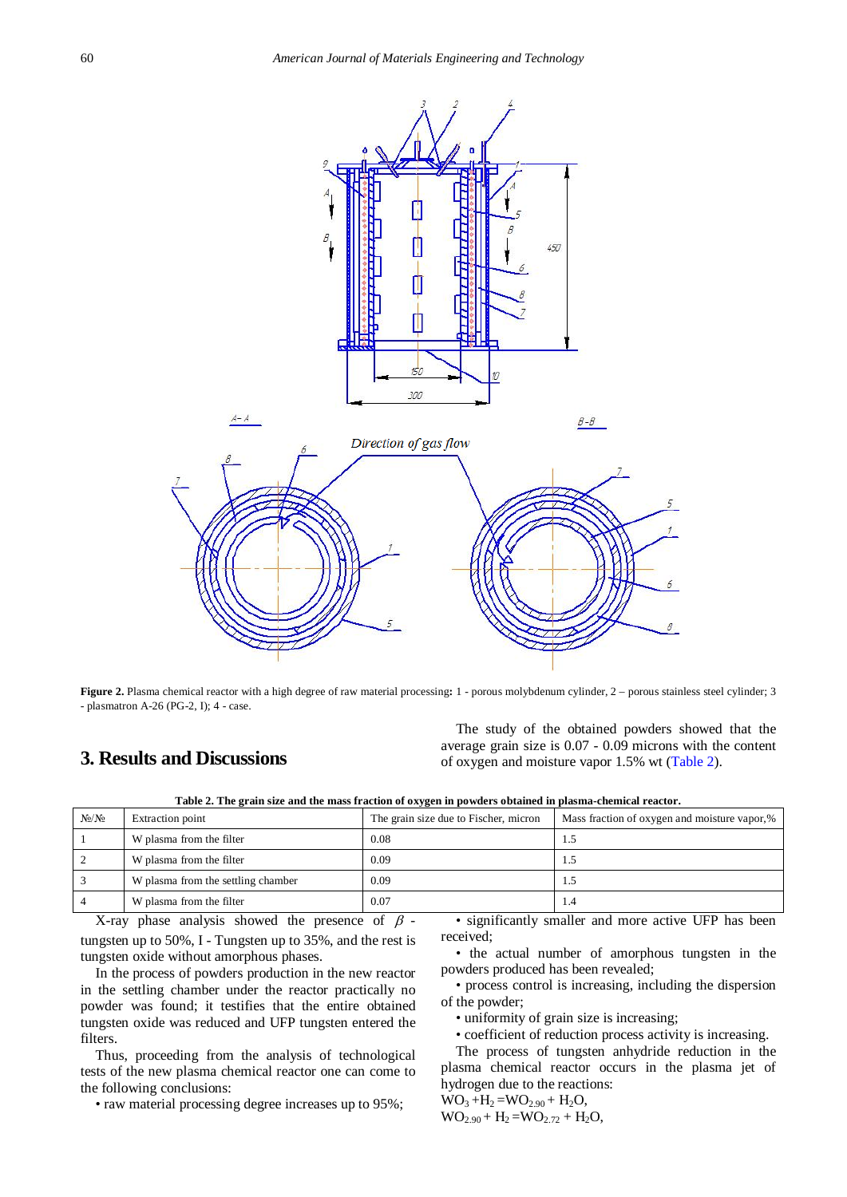Figure 2. Plasma chemical reactor with a high degree of raw material processing: 1 - porous molybdenum cylinder, 2 – porous stainless steel cylinder; 3 - plasmatron A-26 (PG-2, I); 4 - case.

## 3. Results and Discussions

The study of the obtained powders showed that the average grain size is 0.07 - 0.09 microns with the content of oxygen and moisture vapor 1.5% wt (Table 2).

**Table 2. The grain size and the mass fraction of oxygen in powders obtained in plasma-chemical reactor.**

| №/№ | Extraction point | The grain size due to Fischer, micron | Mass fraction of oxygen and moisture vapor,% |
|---|---|---|---|
| 1 | W plasma from the filter | 0.08 | 1.5 |
| 2 | W plasma from the filter | 0.09 | 1.5 |
| 3 | W plasma from the settling chamber | 0.09 | 1.5 |
| 4 | W plasma from the filter | 0.07 | 1.4 |

X-ray phase analysis showed the presence of $\beta$ - tungsten up to 50%, I - Tungsten up to 35%, and the rest is tungsten oxide without amorphous phases.

In the process of powders production in the new reactor in the settling chamber under the reactor practically no powder was found; it testifies that the entire obtained tungsten oxide was reduced and UFP tungsten entered the filters.

Thus, proceeding from the analysis of technological tests of the new plasma chemical reactor one can come to the following conclusions:

• raw material processing degree increases up to 95%;

• significantly smaller and more active UFP has been received;

• the actual number of amorphous tungsten in the powders produced has been revealed;

• process control is increasing, including the dispersion of the powder;

• uniformity of grain size is increasing;

• coefficient of reduction process activity is increasing.

The process of tungsten anhydride reduction in the plasma chemical reactor occurs in the plasma jet of hydrogen due to the reactions:

$WO_3 + H_2 = WO_{2.90} + H_2O$,

$WO_{2.90} + H_2 = WO_{2.72} + H_2O$,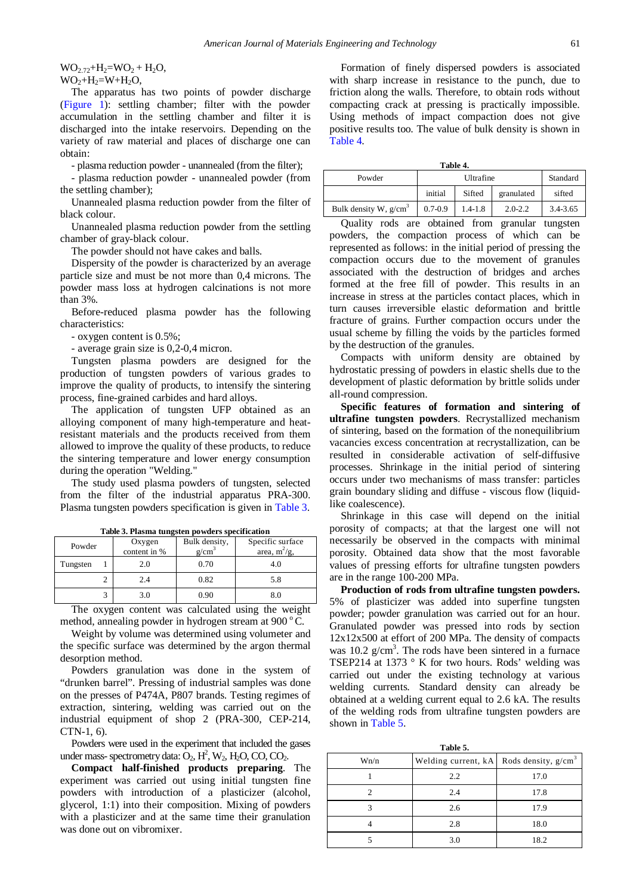$WO_{2.72}+H_2=WO_2 + H_2O$,

$WO_2+H_2=W+H_2O$,

The apparatus has two points of powder discharge (Figure 1): settling chamber; filter with the powder accumulation in the settling chamber and filter it is discharged into the intake reservoirs. Depending on the variety of raw material and places of discharge one can obtain:

- plasma reduction powder - unannealed (from the filter);
- plasma reduction powder - unannealed powder (from the settling chamber);

Unannealed plasma reduction powder from the filter of black colour.

Unannealed plasma reduction powder from the settling chamber of gray-black colour.

The powder should not have cakes and balls.

Dispersity of the powder is characterized by an average particle size and must be not more than 0,4 microns. The powder mass loss at hydrogen calcinations is not more than 3%.

Before-reduced plasma powder has the following characteristics:

- oxygen content is 0.5%;
- average grain size is 0,2-0,4 micron.

Tungsten plasma powders are designed for the production of tungsten powders of various grades to improve the quality of products, to intensify the sintering process, fine-grained carbides and hard alloys.

The application of tungsten UFP obtained as an alloying component of many high-temperature and heat-resistant materials and the products received from them allowed to improve the quality of these products, to reduce the sintering temperature and lower energy consumption during the operation "Welding."

The study used plasma powders of tungsten, selected from the filter of the industrial apparatus PRA-300. Plasma tungsten powders specification is given in Table 3.

**Table 3. Plasma tungsten powders specification**

| Powder | | Oxygen content in % | Bulk density, $g/cm^3$ | Specific surface area, $m^2/g$, |
|---|---|---|---|---|
| Tungsten | 1 | 2.0 | 0.70 | 4.0 |
| | 2 | 2.4 | 0.82 | 5.8 |
| | 3 | 3.0 | 0.90 | 8.0 |

The oxygen content was calculated using the weight method, annealing powder in hydrogen stream at 900 °C.

Weight by volume was determined using volumeter and the specific surface was determined by the argon thermal desorption method.

Powders granulation was done in the system of "drunken barrel". Pressing of industrial samples was done on the presses of P474A, P807 brands. Testing regimes of extraction, sintering, welding was carried out on the industrial equipment of shop 2 (PRA-300, CEP-214, CTN-1, 6).

Powders were used in the experiment that included the gases under mass- spectrometry data: $O_2$, $H^2$, $W_2$, $H_2O$, CO, $CO_2$.

**Compact half-finished products preparing**. The experiment was carried out using initial tungsten fine powders with introduction of a plasticizer (alcohol, glycerol, 1:1) into their composition. Mixing of powders with a plasticizer and at the same time their granulation was done out on vibromixer.

Formation of finely dispersed powders is associated with sharp increase in resistance to the punch, due to friction along the walls. Therefore, to obtain rods without compacting crack at pressing is practically impossible. Using methods of impact compaction does not give positive results too. The value of bulk density is shown in Table 4.

**Table 4.**

| Powder | Ultrafine | | | Standard |
|---|---|---|---|---|
| | initial | Sifted | granulated | sifted |
| Bulk density W, $g/cm^3$ | 0.7-0.9 | 1.4-1.8 | 2.0-2.2 | 3.4-3.65 |

Quality rods are obtained from granular tungsten powders, the compaction process of which can be represented as follows: in the initial period of pressing the compaction occurs due to the movement of granules associated with the destruction of bridges and arches formed at the free fill of powder. This results in an increase in stress at the particles contact places, which in turn causes irreversible elastic deformation and brittle fracture of grains. Further compaction occurs under the usual scheme by filling the voids by the particles formed by the destruction of the granules.

Compacts with uniform density are obtained by hydrostatic pressing of powders in elastic shells due to the development of plastic deformation by brittle solids under all-round compression.

**Specific features of formation and sintering of ultrafine tungsten powders**. Recrystallized mechanism of sintering, based on the formation of the nonequilibrium vacancies excess concentration at recrystallization, can be resulted in considerable activation of self-diffusive processes. Shrinkage in the initial period of sintering occurs under two mechanisms of mass transfer: particles grain boundary sliding and diffuse - viscous flow (liquid-like coalescence).

Shrinkage in this case will depend on the initial porosity of compacts; at that the largest one will not necessarily be observed in the compacts with minimal porosity. Obtained data show that the most favorable values of pressing efforts for ultrafine tungsten powders are in the range 100-200 MPa.

**Production of rods from ultrafine tungsten powders.** 5% of plasticizer was added into superfine tungsten powder; powder granulation was carried out for an hour. Granulated powder was pressed into rods by section 12x12x500 at effort of 200 MPa. The density of compacts was 10.2 $g/cm^3$. The rods have been sintered in a furnace TSEP214 at 1373 ° K for two hours. Rods' welding was carried out under the existing technology at various welding currents. Standard density can already be obtained at a welding current equal to 2.6 kA. The results of the welding rods from ultrafine tungsten powders are shown in Table 5.

**Table 5.**

| Wn/n | Welding current, kA | Rods density, $g/cm^3$ |
|---|---|---|
| 1 | 2.2 | 17.0 |
| 2 | 2.4 | 17.8 |
| 3 | 2.6 | 17.9 |
| 4 | 2.8 | 18.0 |
| 5 | 3.0 | 18.2 |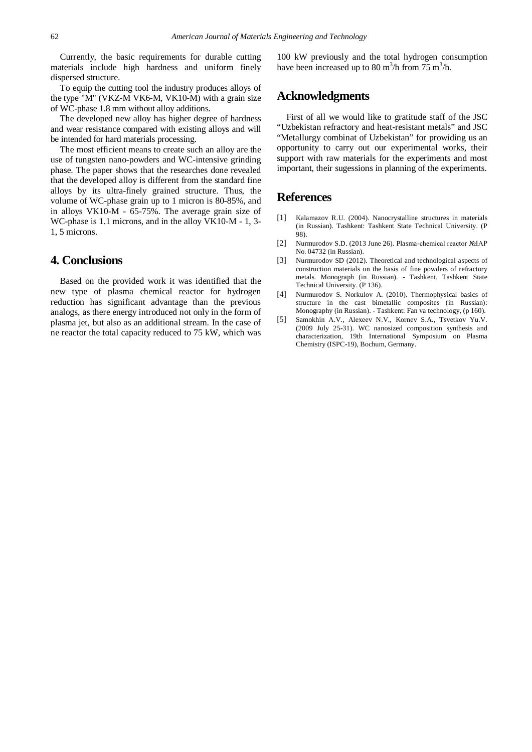Currently, the basic requirements for durable cutting materials include high hardness and uniform finely dispersed structure.

To equip the cutting tool the industry produces alloys of the type "M" (VKZ-M VK6-M, VK10-M) with a grain size of WC-phase 1.8 mm without alloy additions.

The developed new alloy has higher degree of hardness and wear resistance compared with existing alloys and will be intended for hard materials processing.

The most efficient means to create such an alloy are the use of tungsten nano-powders and WC-intensive grinding phase. The paper shows that the researches done revealed that the developed alloy is different from the standard fine alloys by its ultra-finely grained structure. Thus, the volume of WC-phase grain up to 1 micron is 80-85%, and in alloys VK10-M - 65-75%. The average grain size of WC-phase is 1.1 microns, and in the alloy VK10-M - 1, 3-1, 5 microns.

## 4. Conclusions

Based on the provided work it was identified that the new type of plasma chemical reactor for hydrogen reduction has significant advantage than the previous analogs, as there energy introduced not only in the form of plasma jet, but also as an additional stream. In the case of ne reactor the total capacity reduced to 75 kW, which was 100 kW previously and the total hydrogen consumption have been increased up to 80 $m^3$/h from 75 $m^3$/h.

## Acknowledgments

First of all we would like to gratitude staff of the JSC "Uzbekistan refractory and heat-resistant metals" and JSC "Metallurgy combinat of Uzbekistan" for prowiding us an opportunity to carry out our experimental works, their support with raw materials for the experiments and most important, their sugessions in planning of the experiments.

## References

[1] Kalamazov R.U. (2004). Nanocrystalline structures in materials (in Russian). Tashkent: Tashkent State Technical University. (P 98).

[2] Nurmurodov S.D. (2013 June 26). Plasma-chemical reactor №IAP No. 04732 (in Russian).

[3] Nurmurodov SD (2012). Theoretical and technological aspects of construction materials on the basis of fine powders of refractory metals. Monograph (in Russian). - Tashkent, Tashkent State Technical University. (P 136).

[4] Nurmurodov S. Norkulov A. (2010). Thermophysical basics of structure in the cast bimetallic composites (in Russian): Monography (in Russian). - Tashkent: Fan va technology, (p 160).

[5] Samokhin A.V., Alexeev N.V., Kornev S.A., Tsvetkov Yu.V. (2009 July 25-31). WC nanosized composition synthesis and characterization, 19th International Symposium on Plasma Chemistry (ISPC-19), Bochum, Germany.